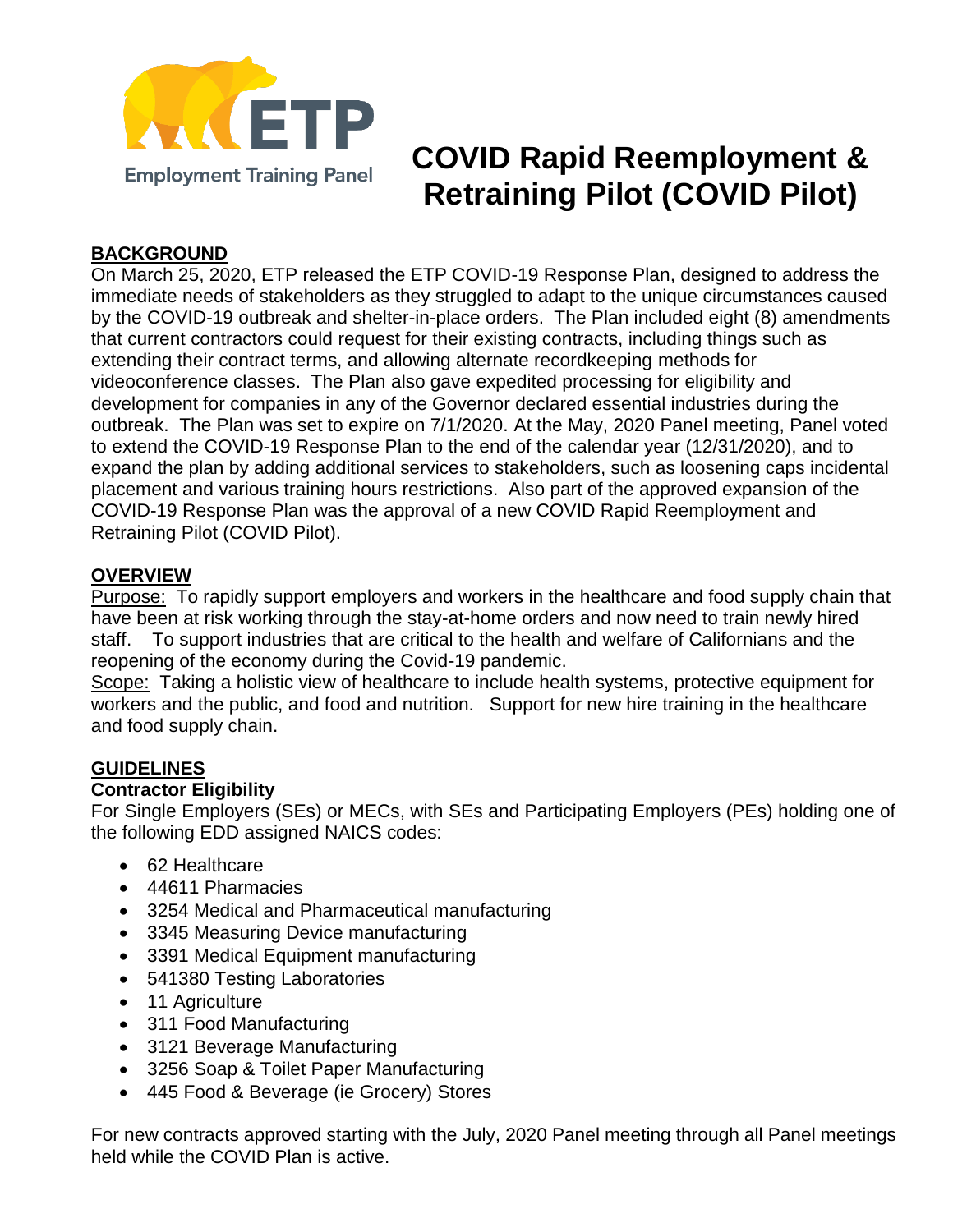ETP

Employment Training Panel

# COVID Rapid Reemployment & Retraining Pilot (COVID Pilot)

## BACKGROUND

On March 25, 2020, ETP released the ETP COVID-19 Response Plan, designed to address the immediate needs of stakeholders as they struggled to adapt to the unique circumstances caused by the COVID-19 outbreak and shelter-in-place orders. The Plan included eight (8) amendments that current contractors could request for their existing contracts, including things such as extending their contract terms, and allowing alternate recordkeeping methods for videoconference classes. The Plan also gave expedited processing for eligibility and development for companies in any of the Governor declared essential industries during the outbreak. The Plan was set to expire on 7/1/2020. At the May, 2020 Panel meeting, Panel voted to extend the COVID-19 Response Plan to the end of the calendar year (12/31/2020), and to expand the plan by adding additional services to stakeholders, such as loosening caps incidental placement and various training hours restrictions. Also part of the approved expansion of the COVID-19 Response Plan was the approval of a new COVID Rapid Reemployment and Retraining Pilot (COVID Pilot).

## OVERVIEW

Purpose: To rapidly support employers and workers in the healthcare and food supply chain that have been at risk working through the stay-at-home orders and now need to train newly hired staff. To support industries that are critical to the health and welfare of Californians and the reopening of the economy during the Covid-19 pandemic.

Scope: Taking a holistic view of healthcare to include health systems, protective equipment for workers and the public, and food and nutrition. Support for new hire training in the healthcare and food supply chain.

## GUIDELINES

### Contractor Eligibility

For Single Employers (SEs) or MECs, with SEs and Participating Employers (PEs) holding one of the following EDD assigned NAICS codes:

- 62 Healthcare
- 44611 Pharmacies
- 3254 Medical and Pharmaceutical manufacturing
- 3345 Measuring Device manufacturing
- 3391 Medical Equipment manufacturing
- 541380 Testing Laboratories
- 11 Agriculture
- 311 Food Manufacturing
- 3121 Beverage Manufacturing
- 3256 Soap & Toilet Paper Manufacturing
- 445 Food & Beverage (ie Grocery) Stores

For new contracts approved starting with the July, 2020 Panel meeting through all Panel meetings held while the COVID Plan is active.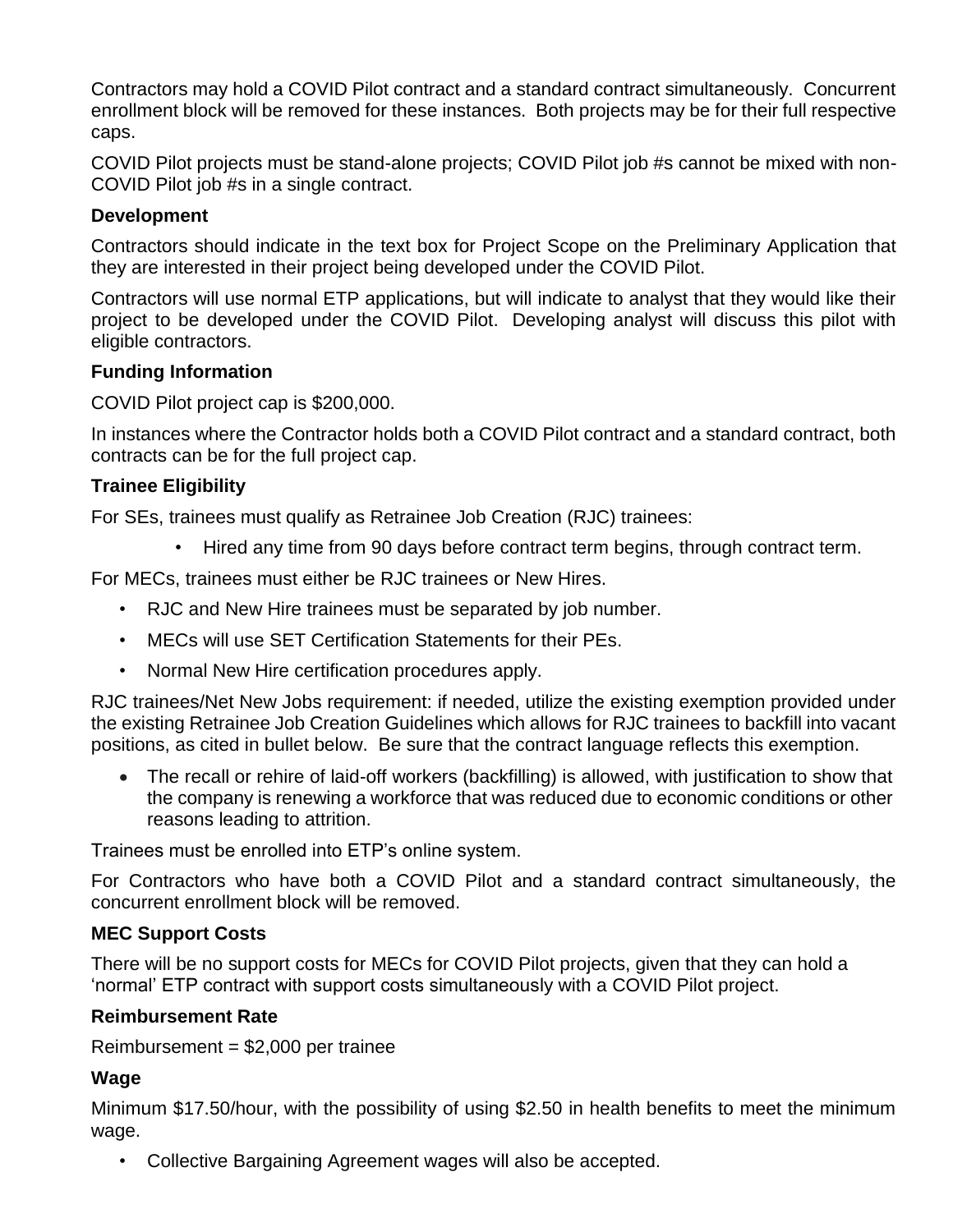Contractors may hold a COVID Pilot contract and a standard contract simultaneously. Concurrent enrollment block will be removed for these instances. Both projects may be for their full respective caps.

COVID Pilot projects must be stand-alone projects; COVID Pilot job #s cannot be mixed with non-COVID Pilot job #s in a single contract.

**Development**

Contractors should indicate in the text box for Project Scope on the Preliminary Application that they are interested in their project being developed under the COVID Pilot.

Contractors will use normal ETP applications, but will indicate to analyst that they would like their project to be developed under the COVID Pilot. Developing analyst will discuss this pilot with eligible contractors.

**Funding Information**

COVID Pilot project cap is $200,000.

In instances where the Contractor holds both a COVID Pilot contract and a standard contract, both contracts can be for the full project cap.

**Trainee Eligibility**

For SEs, trainees must qualify as Retrainee Job Creation (RJC) trainees:

- Hired any time from 90 days before contract term begins, through contract term.

For MECs, trainees must either be RJC trainees or New Hires.

- RJC and New Hire trainees must be separated by job number.
- MECs will use SET Certification Statements for their PEs.
- Normal New Hire certification procedures apply.

RJC trainees/Net New Jobs requirement: if needed, utilize the existing exemption provided under the existing Retrainee Job Creation Guidelines which allows for RJC trainees to backfill into vacant positions, as cited in bullet below. Be sure that the contract language reflects this exemption.

- The recall or rehire of laid-off workers (backfilling) is allowed, with justification to show that the company is renewing a workforce that was reduced due to economic conditions or other reasons leading to attrition.

Trainees must be enrolled into ETP's online system.

For Contractors who have both a COVID Pilot and a standard contract simultaneously, the concurrent enrollment block will be removed.

**MEC Support Costs**

There will be no support costs for MECs for COVID Pilot projects, given that they can hold a 'normal' ETP contract with support costs simultaneously with a COVID Pilot project.

**Reimbursement Rate**

Reimbursement = $2,000 per trainee

**Wage**

Minimum $17.50/hour, with the possibility of using $2.50 in health benefits to meet the minimum wage.

- Collective Bargaining Agreement wages will also be accepted.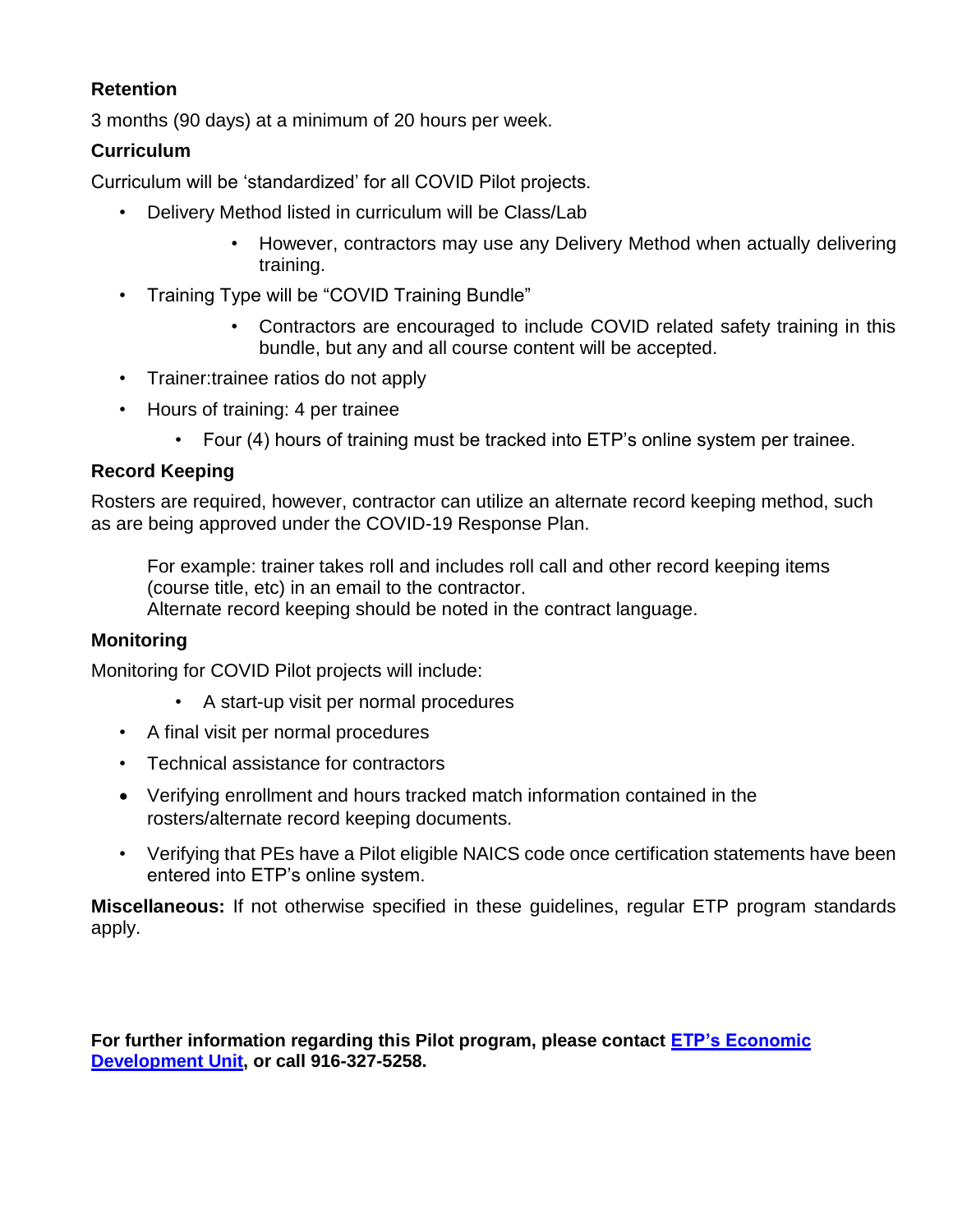**Retention**

3 months (90 days) at a minimum of 20 hours per week.

**Curriculum**

Curriculum will be 'standardized' for all COVID Pilot projects.

- Delivery Method listed in curriculum will be Class/Lab
  - However, contractors may use any Delivery Method when actually delivering training.
- Training Type will be "COVID Training Bundle"
  - Contractors are encouraged to include COVID related safety training in this bundle, but any and all course content will be accepted.
- Trainer:trainee ratios do not apply
- Hours of training: 4 per trainee
  - Four (4) hours of training must be tracked into ETP's online system per trainee.

**Record Keeping**

Rosters are required, however, contractor can utilize an alternate record keeping method, such as are being approved under the COVID-19 Response Plan.

> For example: trainer takes roll and includes roll call and other record keeping items (course title, etc) in an email to the contractor.
> Alternate record keeping should be noted in the contract language.

**Monitoring**

Monitoring for COVID Pilot projects will include:

- A start-up visit per normal procedures
- A final visit per normal procedures
- Technical assistance for contractors
- Verifying enrollment and hours tracked match information contained in the rosters/alternate record keeping documents.
- Verifying that PEs have a Pilot eligible NAICS code once certification statements have been entered into ETP's online system.

**Miscellaneous:** If not otherwise specified in these guidelines, regular ETP program standards apply.

**For further information regarding this Pilot program, please contact ETP's Economic Development Unit, or call 916-327-5258.**